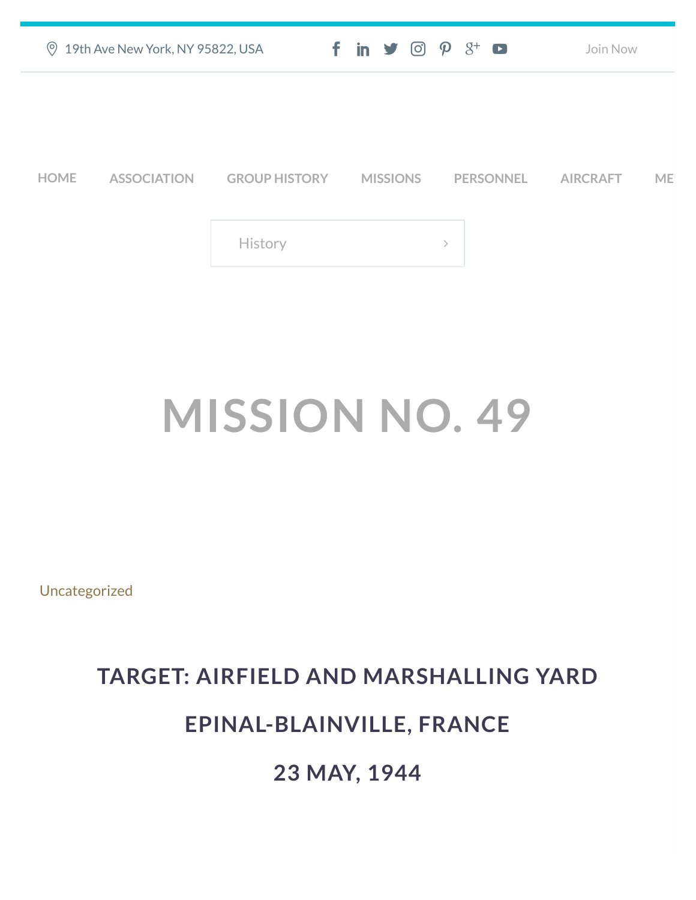19th Ave New York, NY 95822, USA

Join Now

HOME ASSOCIATION GROUP HISTORY MISSIONS PERSONNEL AIRCRAFT ME

History

# MISSION NO. 49

Uncategorized

## TARGET: AIRFIELD AND MARSHALLING YARD

## EPINAL-BLAINVILLE, FRANCE

## 23 MAY, 1944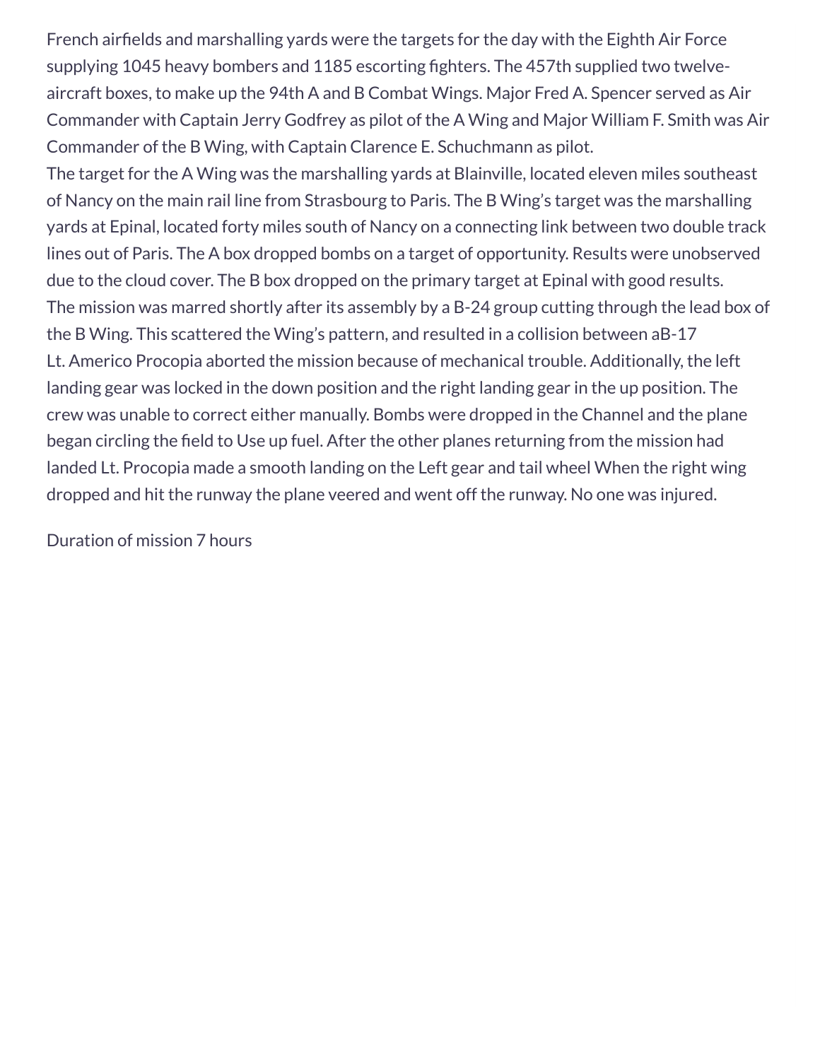French airfields and marshalling yards were the targets for the day with the Eighth Air Force supplying 1045 heavy bombers and 1185 escorting fighters. The 457th supplied two twelve-aircraft boxes, to make up the 94th A and B Combat Wings. Major Fred A. Spencer served as Air Commander with Captain Jerry Godfrey as pilot of the A Wing and Major William F. Smith was Air Commander of the B Wing, with Captain Clarence E. Schuchmann as pilot.

The target for the A Wing was the marshalling yards at Blainville, located eleven miles southeast of Nancy on the main rail line from Strasbourg to Paris. The B Wing's target was the marshalling yards at Epinal, located forty miles south of Nancy on a connecting link between two double track lines out of Paris. The A box dropped bombs on a target of opportunity. Results were unobserved due to the cloud cover. The B box dropped on the primary target at Epinal with good results.

The mission was marred shortly after its assembly by a B-24 group cutting through the lead box of the B Wing. This scattered the Wing's pattern, and resulted in a collision between aB-17

Lt. Americo Procopia aborted the mission because of mechanical trouble. Additionally, the left landing gear was locked in the down position and the right landing gear in the up position. The crew was unable to correct either manually. Bombs were dropped in the Channel and the plane began circling the field to Use up fuel. After the other planes returning from the mission had landed Lt. Procopia made a smooth landing on the Left gear and tail wheel When the right wing dropped and hit the runway the plane veered and went off the runway. No one was injured.

Duration of mission 7 hours